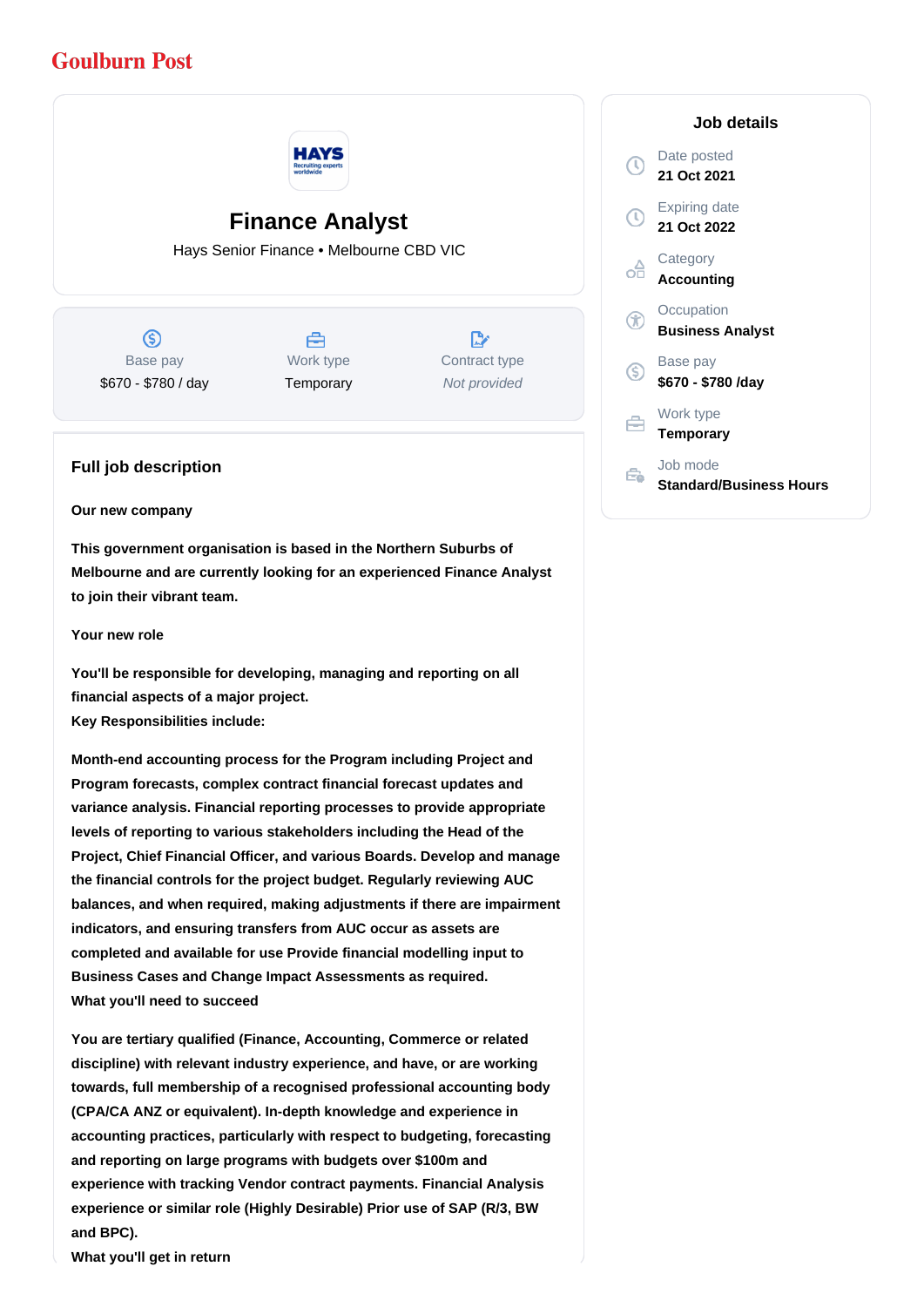Goulburn Post

# Finance Analyst

Hays Senior Finance • Melbourne CBD VIC

| Base pay | Work type | Contract type |
| --- | --- | --- |
| $670 - $780 / day | Temporary | *Not provided* |

## Full job description

**Our new company**

**This government organisation is based in the Northern Suburbs of Melbourne and are currently looking for an experienced Finance Analyst to join their vibrant team.**

**Your new role**

**You'll be responsible for developing, managing and reporting on all financial aspects of a major project.**
**Key Responsibilities include:**

**Month-end accounting process for the Program including Project and Program forecasts, complex contract financial forecast updates and variance analysis. Financial reporting processes to provide appropriate levels of reporting to various stakeholders including the Head of the Project, Chief Financial Officer, and various Boards. Develop and manage the financial controls for the project budget. Regularly reviewing AUC balances, and when required, making adjustments if there are impairment indicators, and ensuring transfers from AUC occur as assets are completed and available for use Provide financial modelling input to Business Cases and Change Impact Assessments as required.**
**What you'll need to succeed**

**You are tertiary qualified (Finance, Accounting, Commerce or related discipline) with relevant industry experience, and have, or are working towards, full membership of a recognised professional accounting body (CPA/CA ANZ or equivalent). In-depth knowledge and experience in accounting practices, particularly with respect to budgeting, forecasting and reporting on large programs with budgets over $100m and experience with tracking Vendor contract payments. Financial Analysis experience or similar role (Highly Desirable) Prior use of SAP (R/3, BW and BPC).**
**What you'll get in return**

## Job details

**Date posted**
21 Oct 2021

**Expiring date**
21 Oct 2022

**Category**
Accounting

**Occupation**
Business Analyst

**Base pay**
$670 - $780 /day

**Work type**
Temporary

**Job mode**
Standard/Business Hours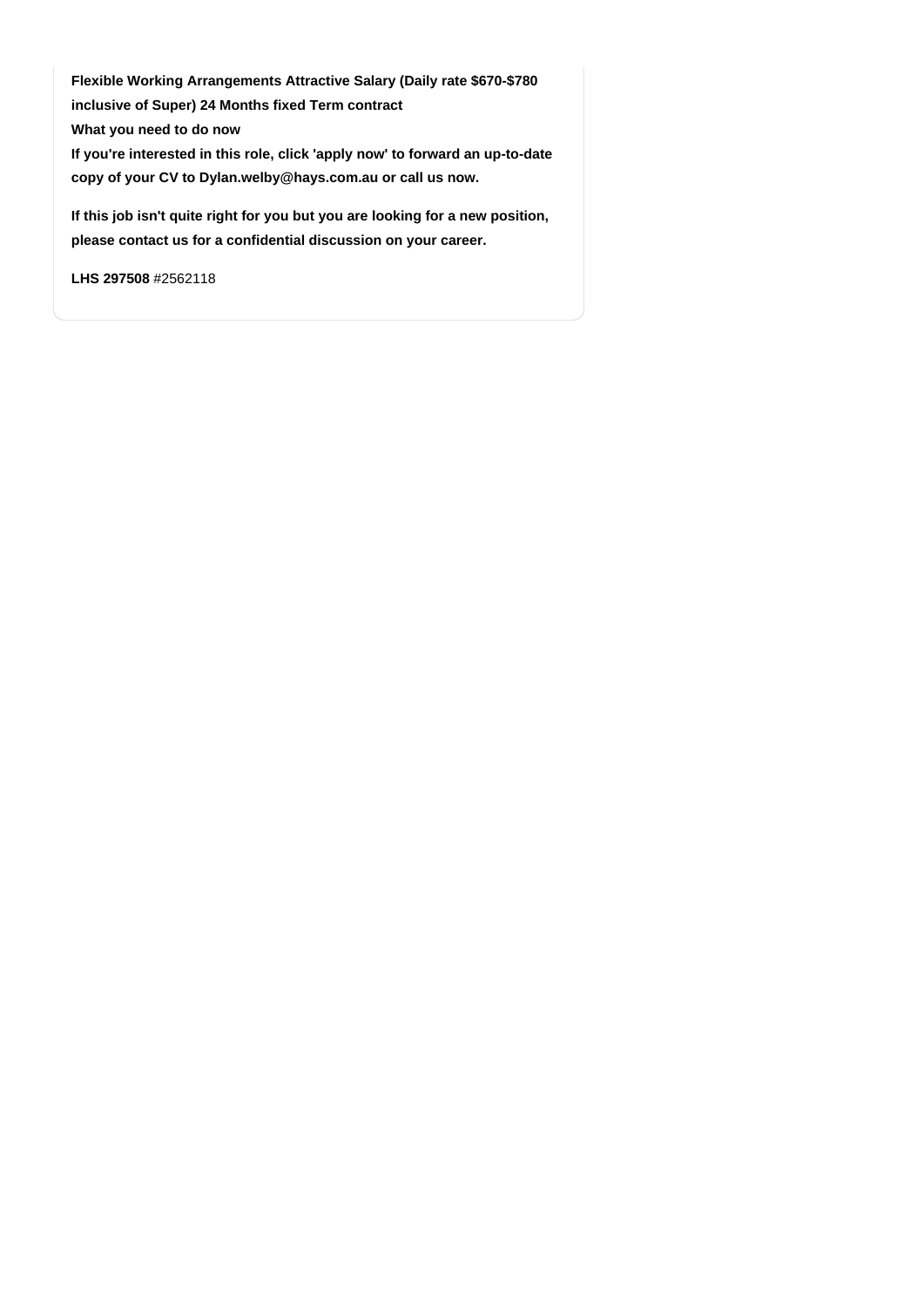**Flexible Working Arrangements Attractive Salary (Daily rate $670-$780 inclusive of Super) 24 Months fixed Term contract**

**What you need to do now**

**If you're interested in this role, click 'apply now' to forward an up-to-date copy of your CV to Dylan.welby@hays.com.au or call us now.**

**If this job isn't quite right for you but you are looking for a new position, please contact us for a confidential discussion on your career.**

**LHS 297508** #2562118